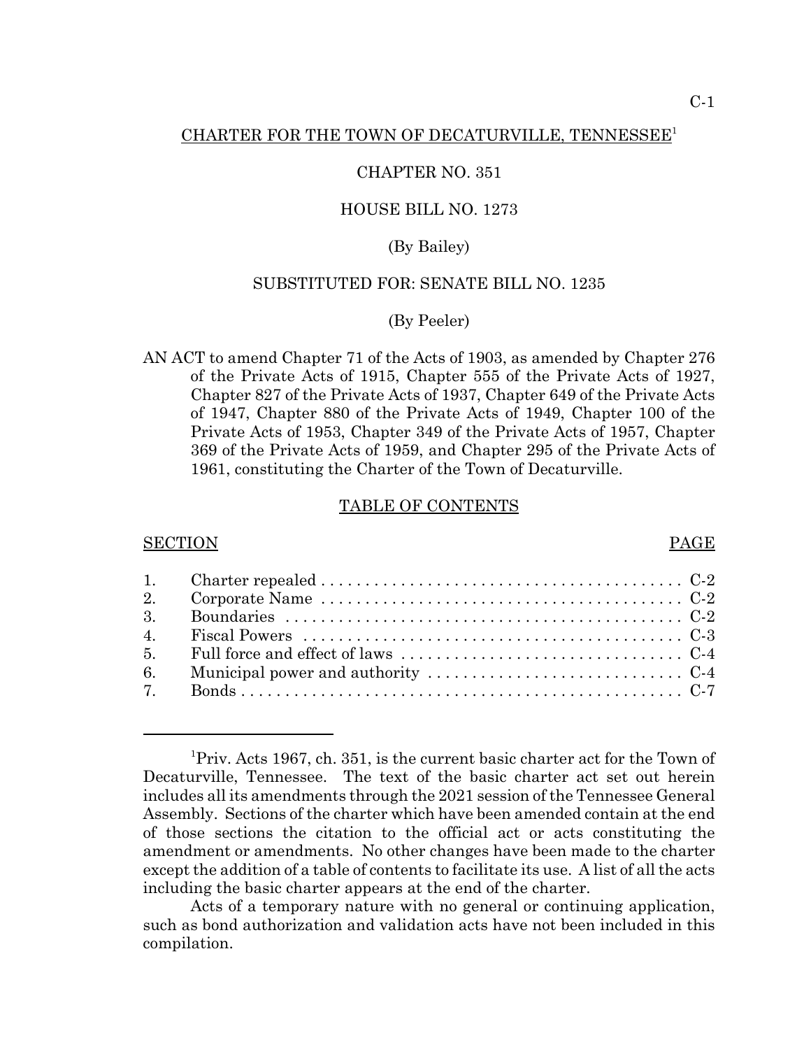# CHARTER FOR THE TOWN OF DECATURVILLE, TENNESSEE[1]

CHAPTER NO. 351

HOUSE BILL NO. 1273

(By Bailey)

SUBSTITUTED FOR: SENATE BILL NO. 1235

(By Peeler)

AN ACT to amend Chapter 71 of the Acts of 1903, as amended by Chapter 276 of the Private Acts of 1915, Chapter 555 of the Private Acts of 1927, Chapter 827 of the Private Acts of 1937, Chapter 649 of the Private Acts of 1947, Chapter 880 of the Private Acts of 1949, Chapter 100 of the Private Acts of 1953, Chapter 349 of the Private Acts of 1957, Chapter 369 of the Private Acts of 1959, and Chapter 295 of the Private Acts of 1961, constituting the Charter of the Town of Decaturville.

## TABLE OF CONTENTS

| SECTION | | PAGE |
|---|---|---|
| 1. | Charter repealed | C-2 |
| 2. | Corporate Name | C-2 |
| 3. | Boundaries | C-2 |
| 4. | Fiscal Powers | C-3 |
| 5. | Full force and effect of laws | C-4 |
| 6. | Municipal power and authority | C-4 |
| 7. | Bonds | C-7 |

---

[1]Priv. Acts 1967, ch. 351, is the current basic charter act for the Town of Decaturville, Tennessee. The text of the basic charter act set out herein includes all its amendments through the 2021 session of the Tennessee General Assembly. Sections of the charter which have been amended contain at the end of those sections the citation to the official act or acts constituting the amendment or amendments. No other changes have been made to the charter except the addition of a table of contents to facilitate its use. A list of all the acts including the basic charter appears at the end of the charter.

Acts of a temporary nature with no general or continuing application, such as bond authorization and validation acts have not been included in this compilation.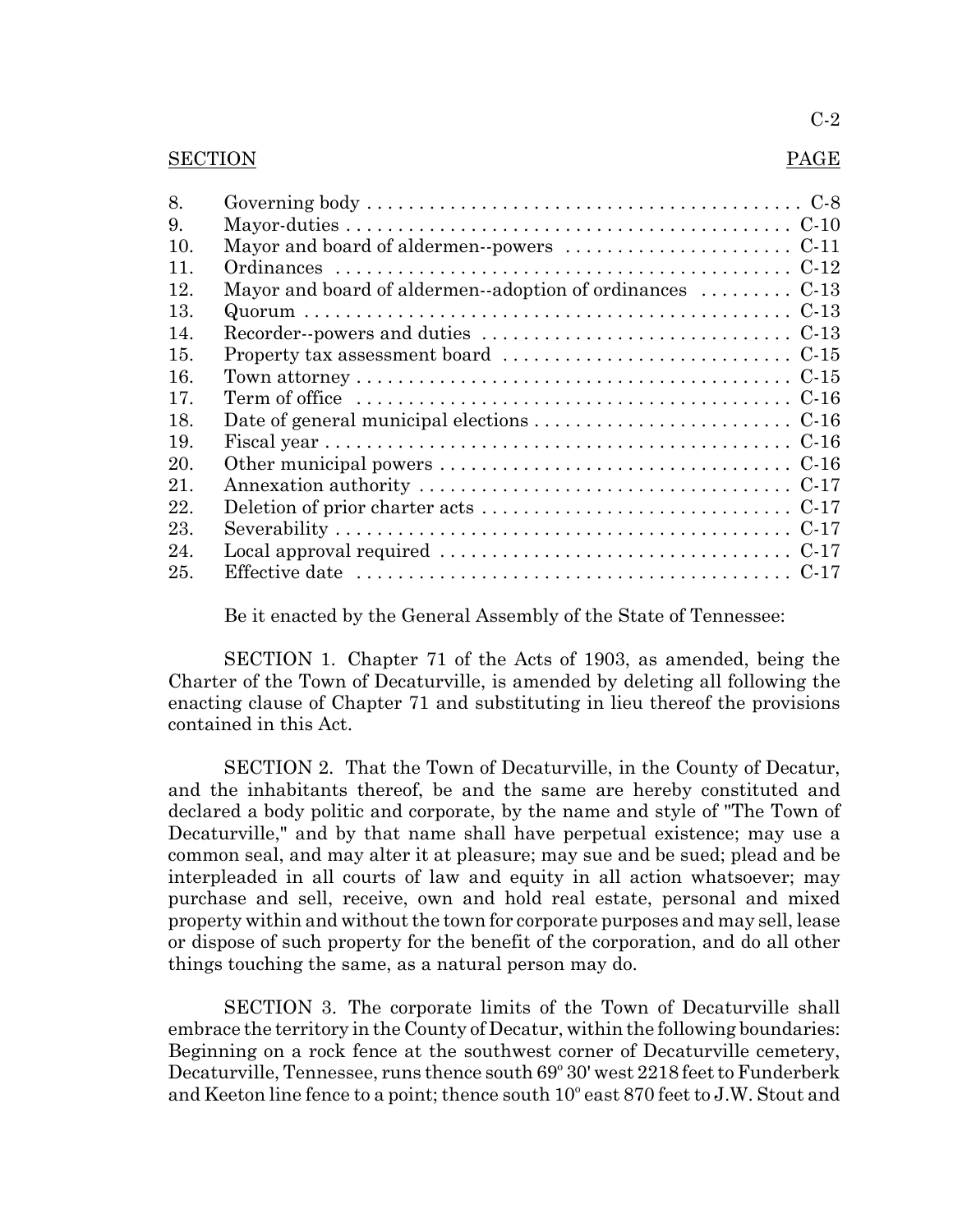| SECTION | | PAGE |
|---|---|---|
| 8. | Governing body | C-8 |
| 9. | Mayor-duties | C-10 |
| 10. | Mayor and board of aldermen--powers | C-11 |
| 11. | Ordinances | C-12 |
| 12. | Mayor and board of aldermen--adoption of ordinances | C-13 |
| 13. | Quorum | C-13 |
| 14. | Recorder--powers and duties | C-13 |
| 15. | Property tax assessment board | C-15 |
| 16. | Town attorney | C-15 |
| 17. | Term of office | C-16 |
| 18. | Date of general municipal elections | C-16 |
| 19. | Fiscal year | C-16 |
| 20. | Other municipal powers | C-16 |
| 21. | Annexation authority | C-17 |
| 22. | Deletion of prior charter acts | C-17 |
| 23. | Severability | C-17 |
| 24. | Local approval required | C-17 |
| 25. | Effective date | C-17 |

Be it enacted by the General Assembly of the State of Tennessee:

SECTION 1. Chapter 71 of the Acts of 1903, as amended, being the Charter of the Town of Decaturville, is amended by deleting all following the enacting clause of Chapter 71 and substituting in lieu thereof the provisions contained in this Act.

SECTION 2. That the Town of Decaturville, in the County of Decatur, and the inhabitants thereof, be and the same are hereby constituted and declared a body politic and corporate, by the name and style of "The Town of Decaturville," and by that name shall have perpetual existence; may use a common seal, and may alter it at pleasure; may sue and be sued; plead and be interpleaded in all courts of law and equity in all action whatsoever; may purchase and sell, receive, own and hold real estate, personal and mixed property within and without the town for corporate purposes and may sell, lease or dispose of such property for the benefit of the corporation, and do all other things touching the same, as a natural person may do.

SECTION 3. The corporate limits of the Town of Decaturville shall embrace the territory in the County of Decatur, within the following boundaries: Beginning on a rock fence at the southwest corner of Decaturville cemetery, Decaturville, Tennessee, runs thence south 69° 30' west 2218 feet to Funderberk and Keeton line fence to a point; thence south 10° east 870 feet to J.W. Stout and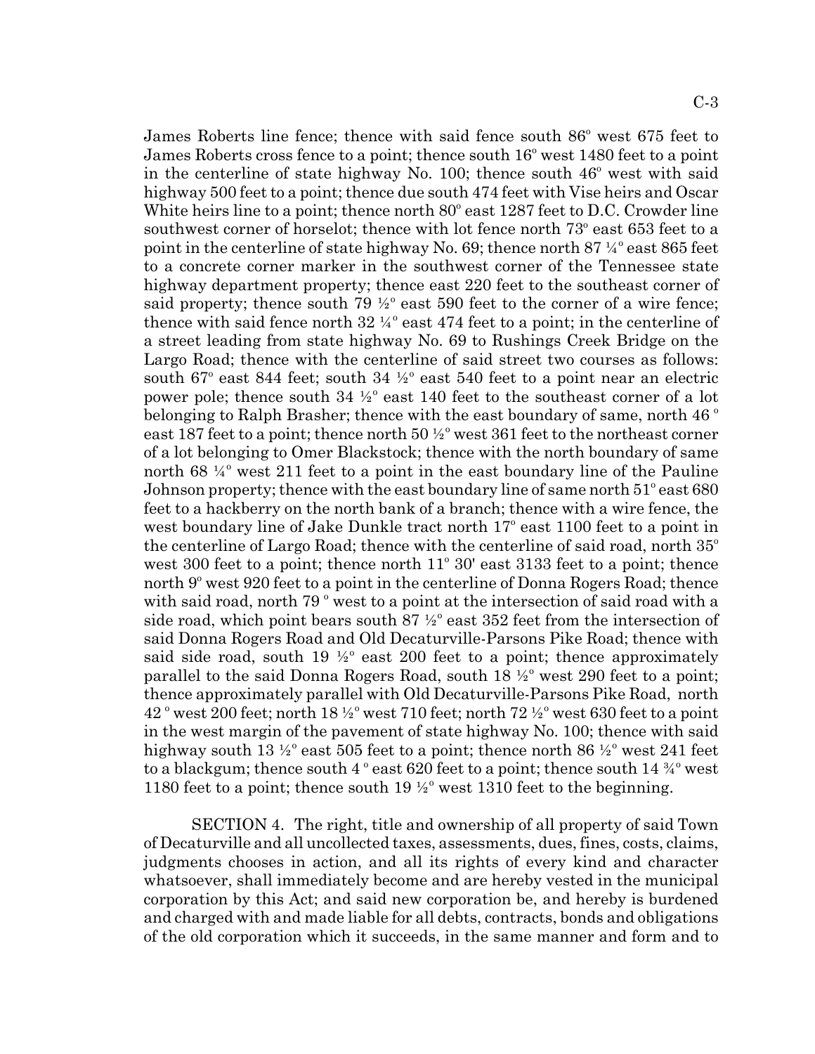James Roberts line fence; thence with said fence south 86º west 675 feet to James Roberts cross fence to a point; thence south 16º west 1480 feet to a point in the centerline of state highway No. 100; thence south 46º west with said highway 500 feet to a point; thence due south 474 feet with Vise heirs and Oscar White heirs line to a point; thence north 80º east 1287 feet to D.C. Crowder line southwest corner of horselot; thence with lot fence north 73º east 653 feet to a point in the centerline of state highway No. 69; thence north 87 ¼º east 865 feet to a concrete corner marker in the southwest corner of the Tennessee state highway department property; thence east 220 feet to the southeast corner of said property; thence south 79 ½º east 590 feet to the corner of a wire fence; thence with said fence north 32 ¼º east 474 feet to a point; in the centerline of a street leading from state highway No. 69 to Rushings Creek Bridge on the Largo Road; thence with the centerline of said street two courses as follows: south 67º east 844 feet; south 34 ½º east 540 feet to a point near an electric power pole; thence south 34 ½º east 140 feet to the southeast corner of a lot belonging to Ralph Brasher; thence with the east boundary of same, north 46 º east 187 feet to a point; thence north 50 ½º west 361 feet to the northeast corner of a lot belonging to Omer Blackstock; thence with the north boundary of same north 68 ¼º west 211 feet to a point in the east boundary line of the Pauline Johnson property; thence with the east boundary line of same north 51º east 680 feet to a hackberry on the north bank of a branch; thence with a wire fence, the west boundary line of Jake Dunkle tract north 17º east 1100 feet to a point in the centerline of Largo Road; thence with the centerline of said road, north 35º west 300 feet to a point; thence north 11º 30' east 3133 feet to a point; thence north 9º west 920 feet to a point in the centerline of Donna Rogers Road; thence with said road, north 79 º west to a point at the intersection of said road with a side road, which point bears south 87 ½º east 352 feet from the intersection of said Donna Rogers Road and Old Decaturville-Parsons Pike Road; thence with said side road, south 19 ½º east 200 feet to a point; thence approximately parallel to the said Donna Rogers Road, south 18 ½º west 290 feet to a point; thence approximately parallel with Old Decaturville-Parsons Pike Road, north 42 º west 200 feet; north 18 ½º west 710 feet; north 72 ½º west 630 feet to a point in the west margin of the pavement of state highway No. 100; thence with said highway south 13 ½º east 505 feet to a point; thence north 86 ½º west 241 feet to a blackgum; thence south 4 º east 620 feet to a point; thence south 14 ¾º west 1180 feet to a point; thence south 19 ½º west 1310 feet to the beginning.

SECTION 4. The right, title and ownership of all property of said Town of Decaturville and all uncollected taxes, assessments, dues, fines, costs, claims, judgments chooses in action, and all its rights of every kind and character whatsoever, shall immediately become and are hereby vested in the municipal corporation by this Act; and said new corporation be, and hereby is burdened and charged with and made liable for all debts, contracts, bonds and obligations of the old corporation which it succeeds, in the same manner and form and to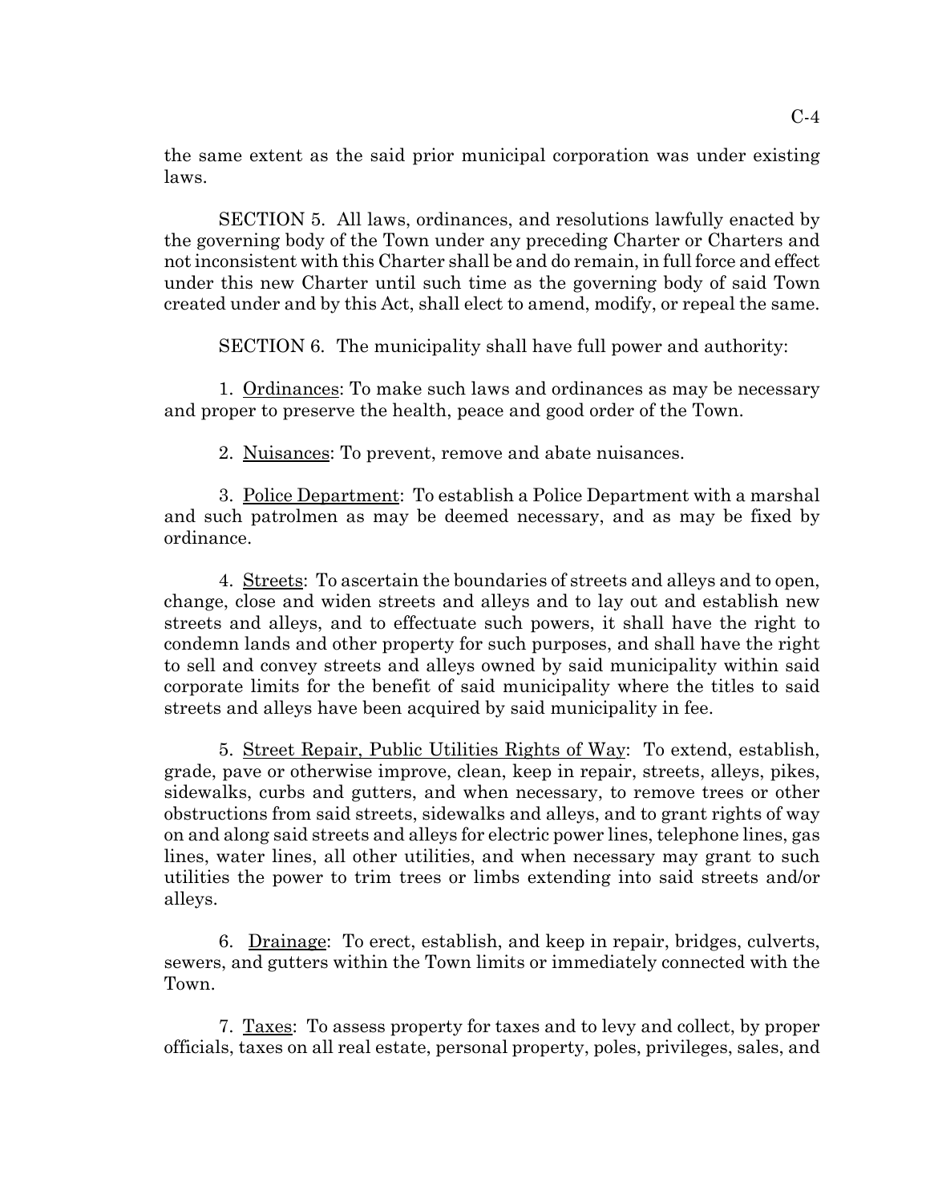the same extent as the said prior municipal corporation was under existing laws.

SECTION 5. All laws, ordinances, and resolutions lawfully enacted by the governing body of the Town under any preceding Charter or Charters and not inconsistent with this Charter shall be and do remain, in full force and effect under this new Charter until such time as the governing body of said Town created under and by this Act, shall elect to amend, modify, or repeal the same.

SECTION 6. The municipality shall have full power and authority:

1. Ordinances: To make such laws and ordinances as may be necessary and proper to preserve the health, peace and good order of the Town.

2. Nuisances: To prevent, remove and abate nuisances.

3. Police Department: To establish a Police Department with a marshal and such patrolmen as may be deemed necessary, and as may be fixed by ordinance.

4. Streets: To ascertain the boundaries of streets and alleys and to open, change, close and widen streets and alleys and to lay out and establish new streets and alleys, and to effectuate such powers, it shall have the right to condemn lands and other property for such purposes, and shall have the right to sell and convey streets and alleys owned by said municipality within said corporate limits for the benefit of said municipality where the titles to said streets and alleys have been acquired by said municipality in fee.

5. Street Repair, Public Utilities Rights of Way: To extend, establish, grade, pave or otherwise improve, clean, keep in repair, streets, alleys, pikes, sidewalks, curbs and gutters, and when necessary, to remove trees or other obstructions from said streets, sidewalks and alleys, and to grant rights of way on and along said streets and alleys for electric power lines, telephone lines, gas lines, water lines, all other utilities, and when necessary may grant to such utilities the power to trim trees or limbs extending into said streets and/or alleys.

6. Drainage: To erect, establish, and keep in repair, bridges, culverts, sewers, and gutters within the Town limits or immediately connected with the Town.

7. Taxes: To assess property for taxes and to levy and collect, by proper officials, taxes on all real estate, personal property, poles, privileges, sales, and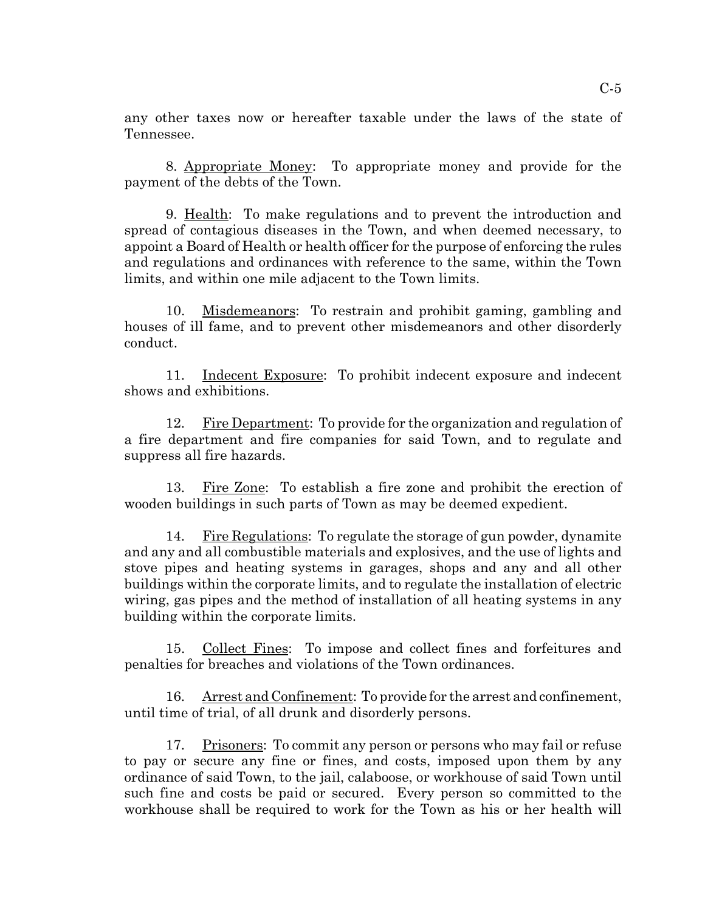any other taxes now or hereafter taxable under the laws of the state of Tennessee.

8. Appropriate Money: To appropriate money and provide for the payment of the debts of the Town.

9. Health: To make regulations and to prevent the introduction and spread of contagious diseases in the Town, and when deemed necessary, to appoint a Board of Health or health officer for the purpose of enforcing the rules and regulations and ordinances with reference to the same, within the Town limits, and within one mile adjacent to the Town limits.

10. Misdemeanors: To restrain and prohibit gaming, gambling and houses of ill fame, and to prevent other misdemeanors and other disorderly conduct.

11. Indecent Exposure: To prohibit indecent exposure and indecent shows and exhibitions.

12. Fire Department: To provide for the organization and regulation of a fire department and fire companies for said Town, and to regulate and suppress all fire hazards.

13. Fire Zone: To establish a fire zone and prohibit the erection of wooden buildings in such parts of Town as may be deemed expedient.

14. Fire Regulations: To regulate the storage of gun powder, dynamite and any and all combustible materials and explosives, and the use of lights and stove pipes and heating systems in garages, shops and any and all other buildings within the corporate limits, and to regulate the installation of electric wiring, gas pipes and the method of installation of all heating systems in any building within the corporate limits.

15. Collect Fines: To impose and collect fines and forfeitures and penalties for breaches and violations of the Town ordinances.

16. Arrest and Confinement: To provide for the arrest and confinement, until time of trial, of all drunk and disorderly persons.

17. Prisoners: To commit any person or persons who may fail or refuse to pay or secure any fine or fines, and costs, imposed upon them by any ordinance of said Town, to the jail, calaboose, or workhouse of said Town until such fine and costs be paid or secured. Every person so committed to the workhouse shall be required to work for the Town as his or her health will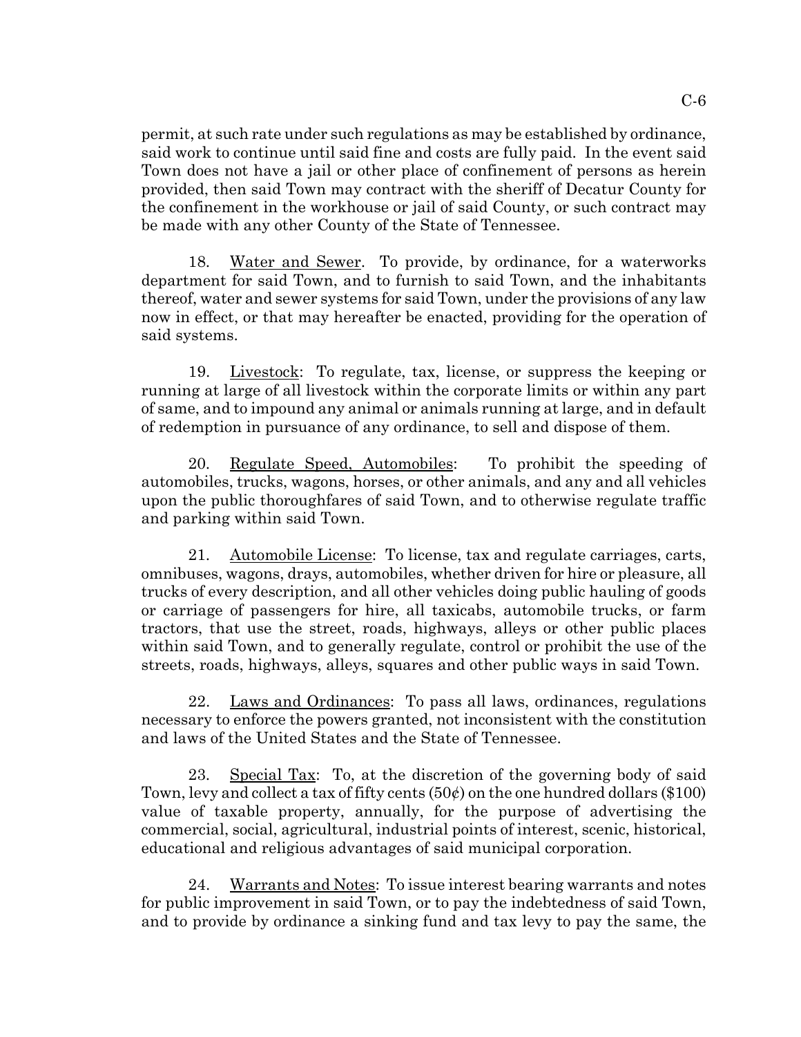permit, at such rate under such regulations as may be established by ordinance, said work to continue until said fine and costs are fully paid. In the event said Town does not have a jail or other place of confinement of persons as herein provided, then said Town may contract with the sheriff of Decatur County for the confinement in the workhouse or jail of said County, or such contract may be made with any other County of the State of Tennessee.

18. Water and Sewer. To provide, by ordinance, for a waterworks department for said Town, and to furnish to said Town, and the inhabitants thereof, water and sewer systems for said Town, under the provisions of any law now in effect, or that may hereafter be enacted, providing for the operation of said systems.

19. Livestock: To regulate, tax, license, or suppress the keeping or running at large of all livestock within the corporate limits or within any part of same, and to impound any animal or animals running at large, and in default of redemption in pursuance of any ordinance, to sell and dispose of them.

20. Regulate Speed, Automobiles: To prohibit the speeding of automobiles, trucks, wagons, horses, or other animals, and any and all vehicles upon the public thoroughfares of said Town, and to otherwise regulate traffic and parking within said Town.

21. Automobile License: To license, tax and regulate carriages, carts, omnibuses, wagons, drays, automobiles, whether driven for hire or pleasure, all trucks of every description, and all other vehicles doing public hauling of goods or carriage of passengers for hire, all taxicabs, automobile trucks, or farm tractors, that use the street, roads, highways, alleys or other public places within said Town, and to generally regulate, control or prohibit the use of the streets, roads, highways, alleys, squares and other public ways in said Town.

22. Laws and Ordinances: To pass all laws, ordinances, regulations necessary to enforce the powers granted, not inconsistent with the constitution and laws of the United States and the State of Tennessee.

23. Special Tax: To, at the discretion of the governing body of said Town, levy and collect a tax of fifty cents (50¢) on the one hundred dollars ($100) value of taxable property, annually, for the purpose of advertising the commercial, social, agricultural, industrial points of interest, scenic, historical, educational and religious advantages of said municipal corporation.

24. Warrants and Notes: To issue interest bearing warrants and notes for public improvement in said Town, or to pay the indebtedness of said Town, and to provide by ordinance a sinking fund and tax levy to pay the same, the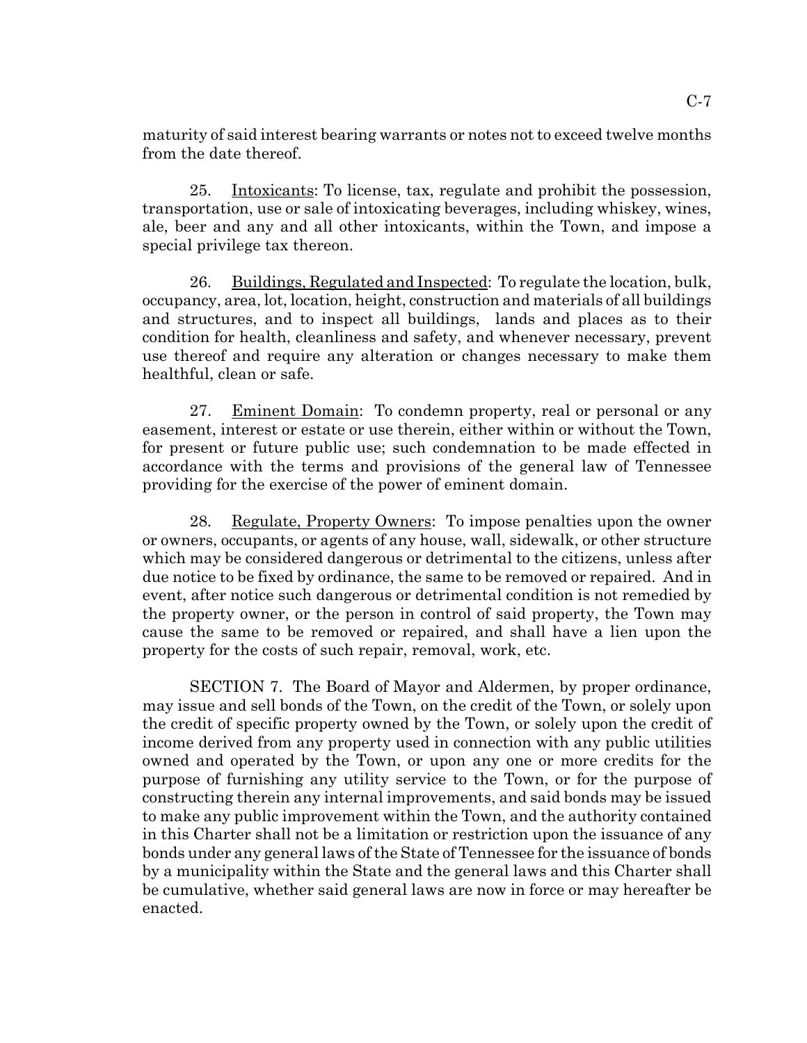maturity of said interest bearing warrants or notes not to exceed twelve months from the date thereof.

25. Intoxicants: To license, tax, regulate and prohibit the possession, transportation, use or sale of intoxicating beverages, including whiskey, wines, ale, beer and any and all other intoxicants, within the Town, and impose a special privilege tax thereon.

26. Buildings, Regulated and Inspected: To regulate the location, bulk, occupancy, area, lot, location, height, construction and materials of all buildings and structures, and to inspect all buildings, lands and places as to their condition for health, cleanliness and safety, and whenever necessary, prevent use thereof and require any alteration or changes necessary to make them healthful, clean or safe.

27. Eminent Domain: To condemn property, real or personal or any easement, interest or estate or use therein, either within or without the Town, for present or future public use; such condemnation to be made effected in accordance with the terms and provisions of the general law of Tennessee providing for the exercise of the power of eminent domain.

28. Regulate, Property Owners: To impose penalties upon the owner or owners, occupants, or agents of any house, wall, sidewalk, or other structure which may be considered dangerous or detrimental to the citizens, unless after due notice to be fixed by ordinance, the same to be removed or repaired. And in event, after notice such dangerous or detrimental condition is not remedied by the property owner, or the person in control of said property, the Town may cause the same to be removed or repaired, and shall have a lien upon the property for the costs of such repair, removal, work, etc.

SECTION 7. The Board of Mayor and Aldermen, by proper ordinance, may issue and sell bonds of the Town, on the credit of the Town, or solely upon the credit of specific property owned by the Town, or solely upon the credit of income derived from any property used in connection with any public utilities owned and operated by the Town, or upon any one or more credits for the purpose of furnishing any utility service to the Town, or for the purpose of constructing therein any internal improvements, and said bonds may be issued to make any public improvement within the Town, and the authority contained in this Charter shall not be a limitation or restriction upon the issuance of any bonds under any general laws of the State of Tennessee for the issuance of bonds by a municipality within the State and the general laws and this Charter shall be cumulative, whether said general laws are now in force or may hereafter be enacted.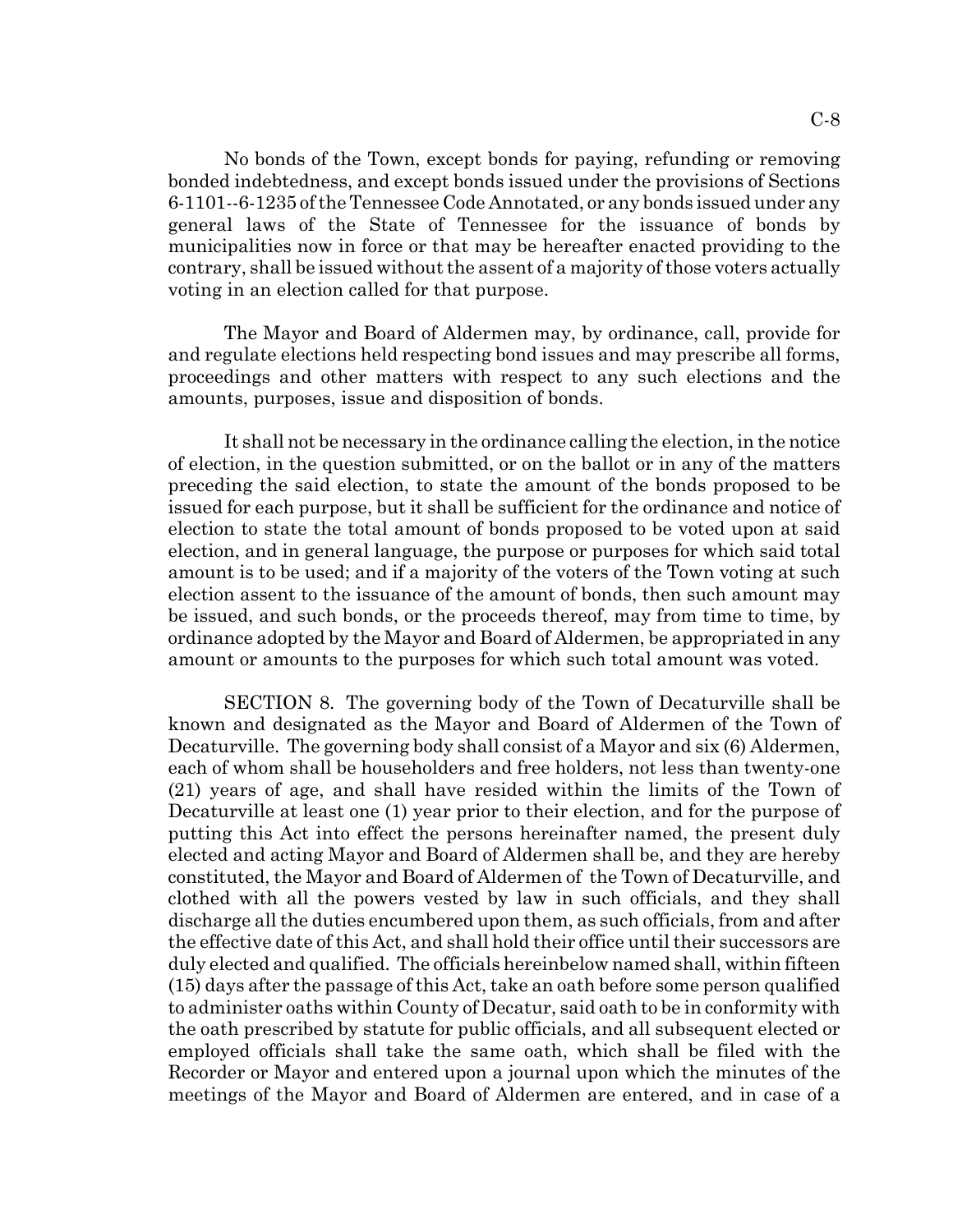No bonds of the Town, except bonds for paying, refunding or removing bonded indebtedness, and except bonds issued under the provisions of Sections 6-1101--6-1235 of the Tennessee Code Annotated, or any bonds issued under any general laws of the State of Tennessee for the issuance of bonds by municipalities now in force or that may be hereafter enacted providing to the contrary, shall be issued without the assent of a majority of those voters actually voting in an election called for that purpose.

The Mayor and Board of Aldermen may, by ordinance, call, provide for and regulate elections held respecting bond issues and may prescribe all forms, proceedings and other matters with respect to any such elections and the amounts, purposes, issue and disposition of bonds.

It shall not be necessary in the ordinance calling the election, in the notice of election, in the question submitted, or on the ballot or in any of the matters preceding the said election, to state the amount of the bonds proposed to be issued for each purpose, but it shall be sufficient for the ordinance and notice of election to state the total amount of bonds proposed to be voted upon at said election, and in general language, the purpose or purposes for which said total amount is to be used; and if a majority of the voters of the Town voting at such election assent to the issuance of the amount of bonds, then such amount may be issued, and such bonds, or the proceeds thereof, may from time to time, by ordinance adopted by the Mayor and Board of Aldermen, be appropriated in any amount or amounts to the purposes for which such total amount was voted.

SECTION 8. The governing body of the Town of Decaturville shall be known and designated as the Mayor and Board of Aldermen of the Town of Decaturville. The governing body shall consist of a Mayor and six (6) Aldermen, each of whom shall be householders and free holders, not less than twenty-one (21) years of age, and shall have resided within the limits of the Town of Decaturville at least one (1) year prior to their election, and for the purpose of putting this Act into effect the persons hereinafter named, the present duly elected and acting Mayor and Board of Aldermen shall be, and they are hereby constituted, the Mayor and Board of Aldermen of the Town of Decaturville, and clothed with all the powers vested by law in such officials, and they shall discharge all the duties encumbered upon them, as such officials, from and after the effective date of this Act, and shall hold their office until their successors are duly elected and qualified. The officials hereinbelow named shall, within fifteen (15) days after the passage of this Act, take an oath before some person qualified to administer oaths within County of Decatur, said oath to be in conformity with the oath prescribed by statute for public officials, and all subsequent elected or employed officials shall take the same oath, which shall be filed with the Recorder or Mayor and entered upon a journal upon which the minutes of the meetings of the Mayor and Board of Aldermen are entered, and in case of a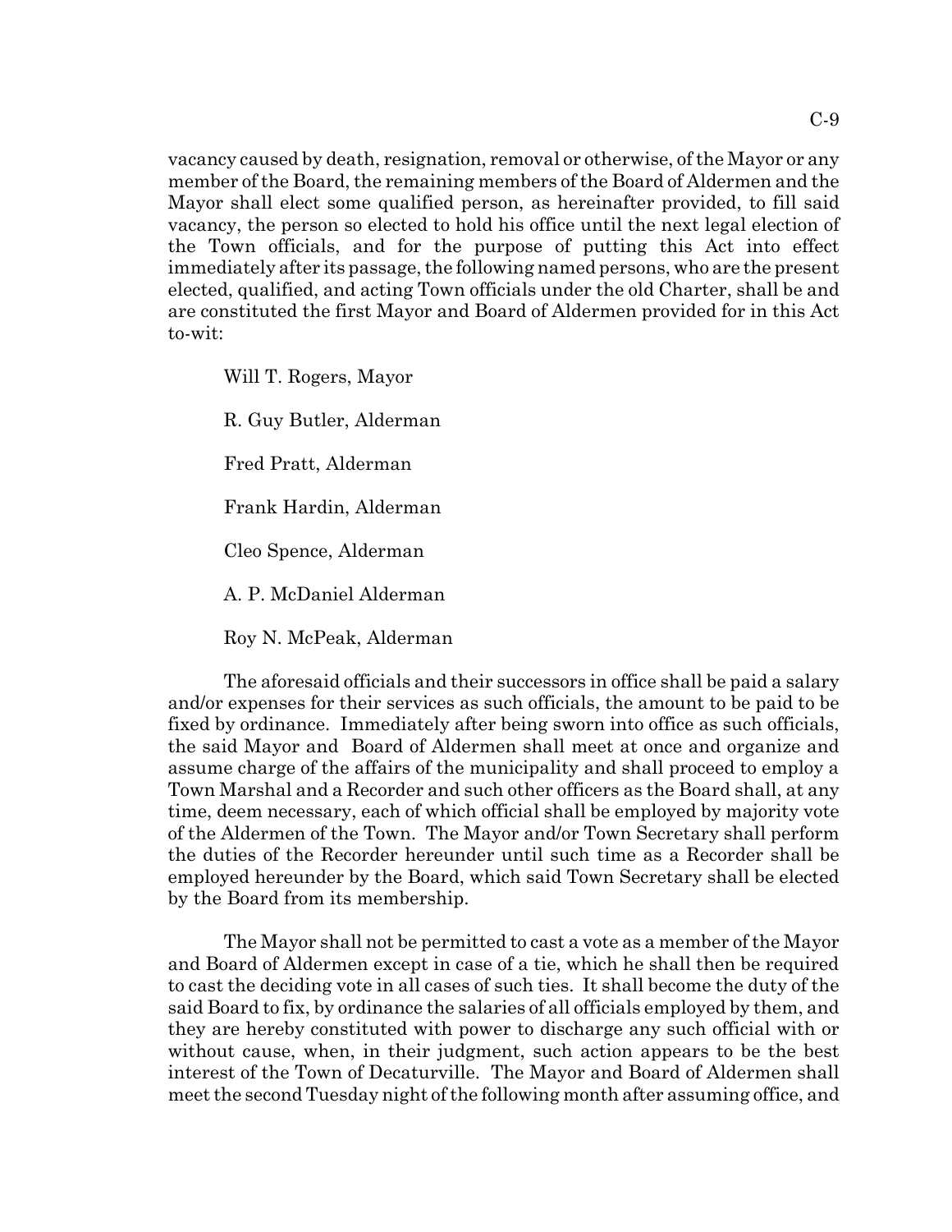vacancy caused by death, resignation, removal or otherwise, of the Mayor or any member of the Board, the remaining members of the Board of Aldermen and the Mayor shall elect some qualified person, as hereinafter provided, to fill said vacancy, the person so elected to hold his office until the next legal election of the Town officials, and for the purpose of putting this Act into effect immediately after its passage, the following named persons, who are the present elected, qualified, and acting Town officials under the old Charter, shall be and are constituted the first Mayor and Board of Aldermen provided for in this Act to-wit:

Will T. Rogers, Mayor

R. Guy Butler, Alderman

Fred Pratt, Alderman

Frank Hardin, Alderman

Cleo Spence, Alderman

A. P. McDaniel Alderman

Roy N. McPeak, Alderman

The aforesaid officials and their successors in office shall be paid a salary and/or expenses for their services as such officials, the amount to be paid to be fixed by ordinance. Immediately after being sworn into office as such officials, the said Mayor and Board of Aldermen shall meet at once and organize and assume charge of the affairs of the municipality and shall proceed to employ a Town Marshal and a Recorder and such other officers as the Board shall, at any time, deem necessary, each of which official shall be employed by majority vote of the Aldermen of the Town. The Mayor and/or Town Secretary shall perform the duties of the Recorder hereunder until such time as a Recorder shall be employed hereunder by the Board, which said Town Secretary shall be elected by the Board from its membership.

The Mayor shall not be permitted to cast a vote as a member of the Mayor and Board of Aldermen except in case of a tie, which he shall then be required to cast the deciding vote in all cases of such ties. It shall become the duty of the said Board to fix, by ordinance the salaries of all officials employed by them, and they are hereby constituted with power to discharge any such official with or without cause, when, in their judgment, such action appears to be the best interest of the Town of Decaturville. The Mayor and Board of Aldermen shall meet the second Tuesday night of the following month after assuming office, and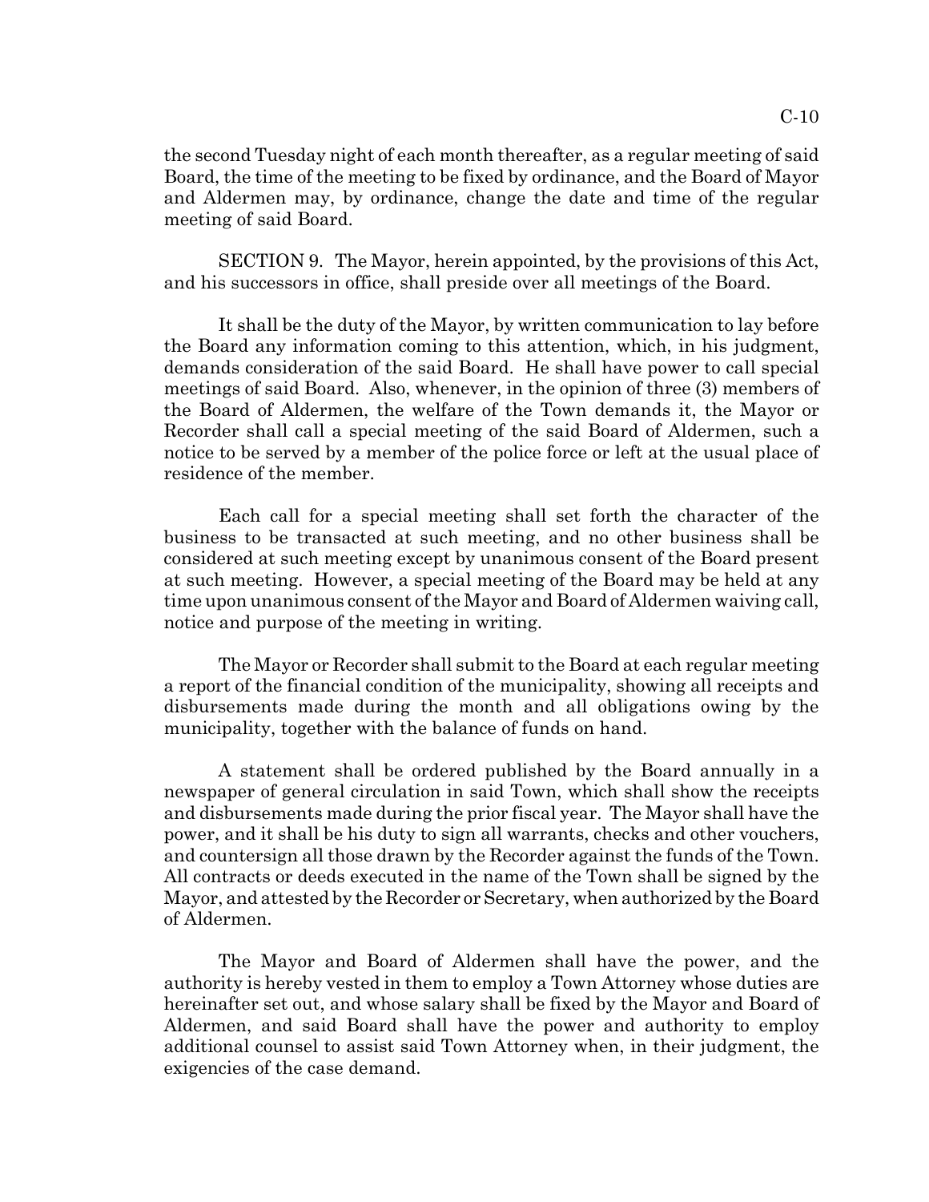the second Tuesday night of each month thereafter, as a regular meeting of said Board, the time of the meeting to be fixed by ordinance, and the Board of Mayor and Aldermen may, by ordinance, change the date and time of the regular meeting of said Board.

SECTION 9. The Mayor, herein appointed, by the provisions of this Act, and his successors in office, shall preside over all meetings of the Board.

It shall be the duty of the Mayor, by written communication to lay before the Board any information coming to this attention, which, in his judgment, demands consideration of the said Board. He shall have power to call special meetings of said Board. Also, whenever, in the opinion of three (3) members of the Board of Aldermen, the welfare of the Town demands it, the Mayor or Recorder shall call a special meeting of the said Board of Aldermen, such a notice to be served by a member of the police force or left at the usual place of residence of the member.

Each call for a special meeting shall set forth the character of the business to be transacted at such meeting, and no other business shall be considered at such meeting except by unanimous consent of the Board present at such meeting. However, a special meeting of the Board may be held at any time upon unanimous consent of the Mayor and Board of Aldermen waiving call, notice and purpose of the meeting in writing.

The Mayor or Recorder shall submit to the Board at each regular meeting a report of the financial condition of the municipality, showing all receipts and disbursements made during the month and all obligations owing by the municipality, together with the balance of funds on hand.

A statement shall be ordered published by the Board annually in a newspaper of general circulation in said Town, which shall show the receipts and disbursements made during the prior fiscal year. The Mayor shall have the power, and it shall be his duty to sign all warrants, checks and other vouchers, and countersign all those drawn by the Recorder against the funds of the Town. All contracts or deeds executed in the name of the Town shall be signed by the Mayor, and attested by the Recorder or Secretary, when authorized by the Board of Aldermen.

The Mayor and Board of Aldermen shall have the power, and the authority is hereby vested in them to employ a Town Attorney whose duties are hereinafter set out, and whose salary shall be fixed by the Mayor and Board of Aldermen, and said Board shall have the power and authority to employ additional counsel to assist said Town Attorney when, in their judgment, the exigencies of the case demand.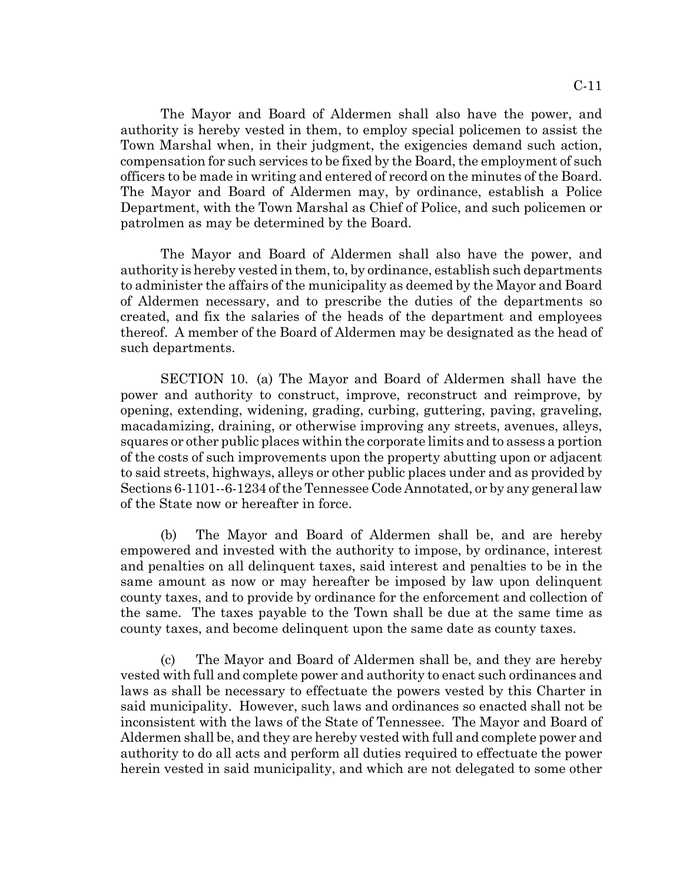The Mayor and Board of Aldermen shall also have the power, and authority is hereby vested in them, to employ special policemen to assist the Town Marshal when, in their judgment, the exigencies demand such action, compensation for such services to be fixed by the Board, the employment of such officers to be made in writing and entered of record on the minutes of the Board. The Mayor and Board of Aldermen may, by ordinance, establish a Police Department, with the Town Marshal as Chief of Police, and such policemen or patrolmen as may be determined by the Board.

The Mayor and Board of Aldermen shall also have the power, and authority is hereby vested in them, to, by ordinance, establish such departments to administer the affairs of the municipality as deemed by the Mayor and Board of Aldermen necessary, and to prescribe the duties of the departments so created, and fix the salaries of the heads of the department and employees thereof. A member of the Board of Aldermen may be designated as the head of such departments.

SECTION 10. (a) The Mayor and Board of Aldermen shall have the power and authority to construct, improve, reconstruct and reimprove, by opening, extending, widening, grading, curbing, guttering, paving, graveling, macadamizing, draining, or otherwise improving any streets, avenues, alleys, squares or other public places within the corporate limits and to assess a portion of the costs of such improvements upon the property abutting upon or adjacent to said streets, highways, alleys or other public places under and as provided by Sections 6-1101--6-1234 of the Tennessee Code Annotated, or by any general law of the State now or hereafter in force.

(b) The Mayor and Board of Aldermen shall be, and are hereby empowered and invested with the authority to impose, by ordinance, interest and penalties on all delinquent taxes, said interest and penalties to be in the same amount as now or may hereafter be imposed by law upon delinquent county taxes, and to provide by ordinance for the enforcement and collection of the same. The taxes payable to the Town shall be due at the same time as county taxes, and become delinquent upon the same date as county taxes.

(c) The Mayor and Board of Aldermen shall be, and they are hereby vested with full and complete power and authority to enact such ordinances and laws as shall be necessary to effectuate the powers vested by this Charter in said municipality. However, such laws and ordinances so enacted shall not be inconsistent with the laws of the State of Tennessee. The Mayor and Board of Aldermen shall be, and they are hereby vested with full and complete power and authority to do all acts and perform all duties required to effectuate the power herein vested in said municipality, and which are not delegated to some other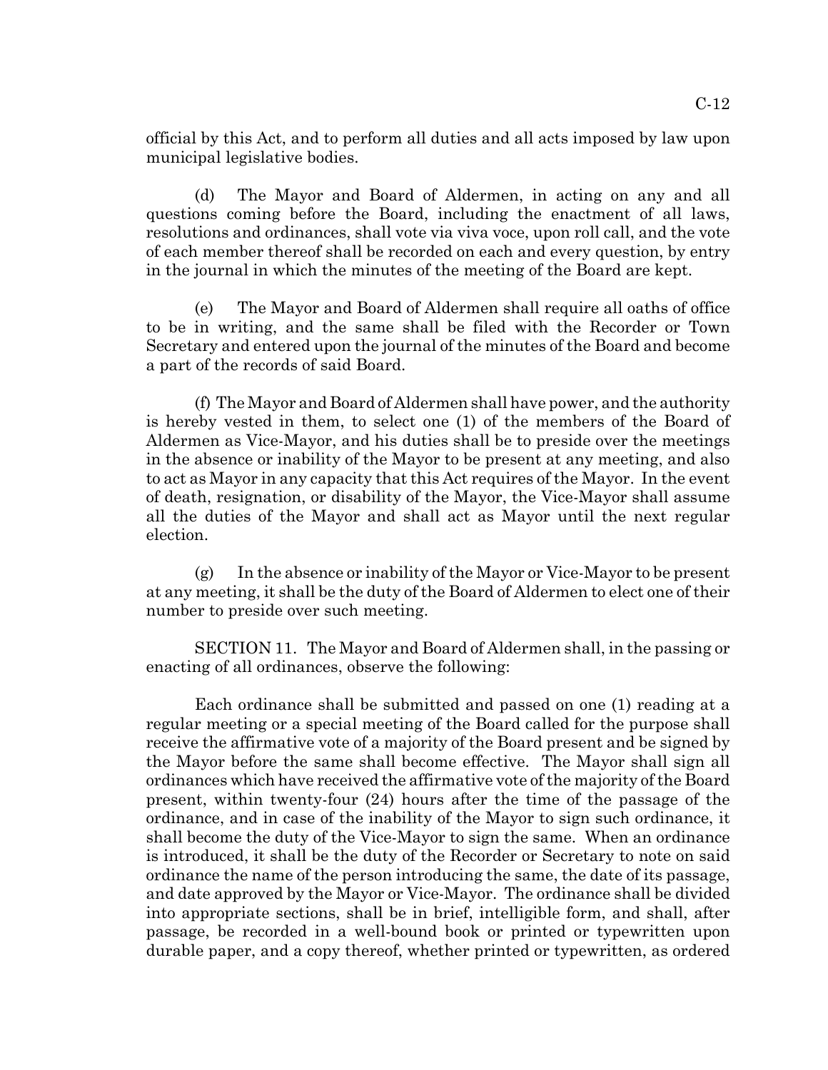official by this Act, and to perform all duties and all acts imposed by law upon municipal legislative bodies.

(d) The Mayor and Board of Aldermen, in acting on any and all questions coming before the Board, including the enactment of all laws, resolutions and ordinances, shall vote via viva voce, upon roll call, and the vote of each member thereof shall be recorded on each and every question, by entry in the journal in which the minutes of the meeting of the Board are kept.

(e) The Mayor and Board of Aldermen shall require all oaths of office to be in writing, and the same shall be filed with the Recorder or Town Secretary and entered upon the journal of the minutes of the Board and become a part of the records of said Board.

(f) The Mayor and Board of Aldermen shall have power, and the authority is hereby vested in them, to select one (1) of the members of the Board of Aldermen as Vice-Mayor, and his duties shall be to preside over the meetings in the absence or inability of the Mayor to be present at any meeting, and also to act as Mayor in any capacity that this Act requires of the Mayor. In the event of death, resignation, or disability of the Mayor, the Vice-Mayor shall assume all the duties of the Mayor and shall act as Mayor until the next regular election.

(g) In the absence or inability of the Mayor or Vice-Mayor to be present at any meeting, it shall be the duty of the Board of Aldermen to elect one of their number to preside over such meeting.

SECTION 11. The Mayor and Board of Aldermen shall, in the passing or enacting of all ordinances, observe the following:

Each ordinance shall be submitted and passed on one (1) reading at a regular meeting or a special meeting of the Board called for the purpose shall receive the affirmative vote of a majority of the Board present and be signed by the Mayor before the same shall become effective. The Mayor shall sign all ordinances which have received the affirmative vote of the majority of the Board present, within twenty-four (24) hours after the time of the passage of the ordinance, and in case of the inability of the Mayor to sign such ordinance, it shall become the duty of the Vice-Mayor to sign the same. When an ordinance is introduced, it shall be the duty of the Recorder or Secretary to note on said ordinance the name of the person introducing the same, the date of its passage, and date approved by the Mayor or Vice-Mayor. The ordinance shall be divided into appropriate sections, shall be in brief, intelligible form, and shall, after passage, be recorded in a well-bound book or printed or typewritten upon durable paper, and a copy thereof, whether printed or typewritten, as ordered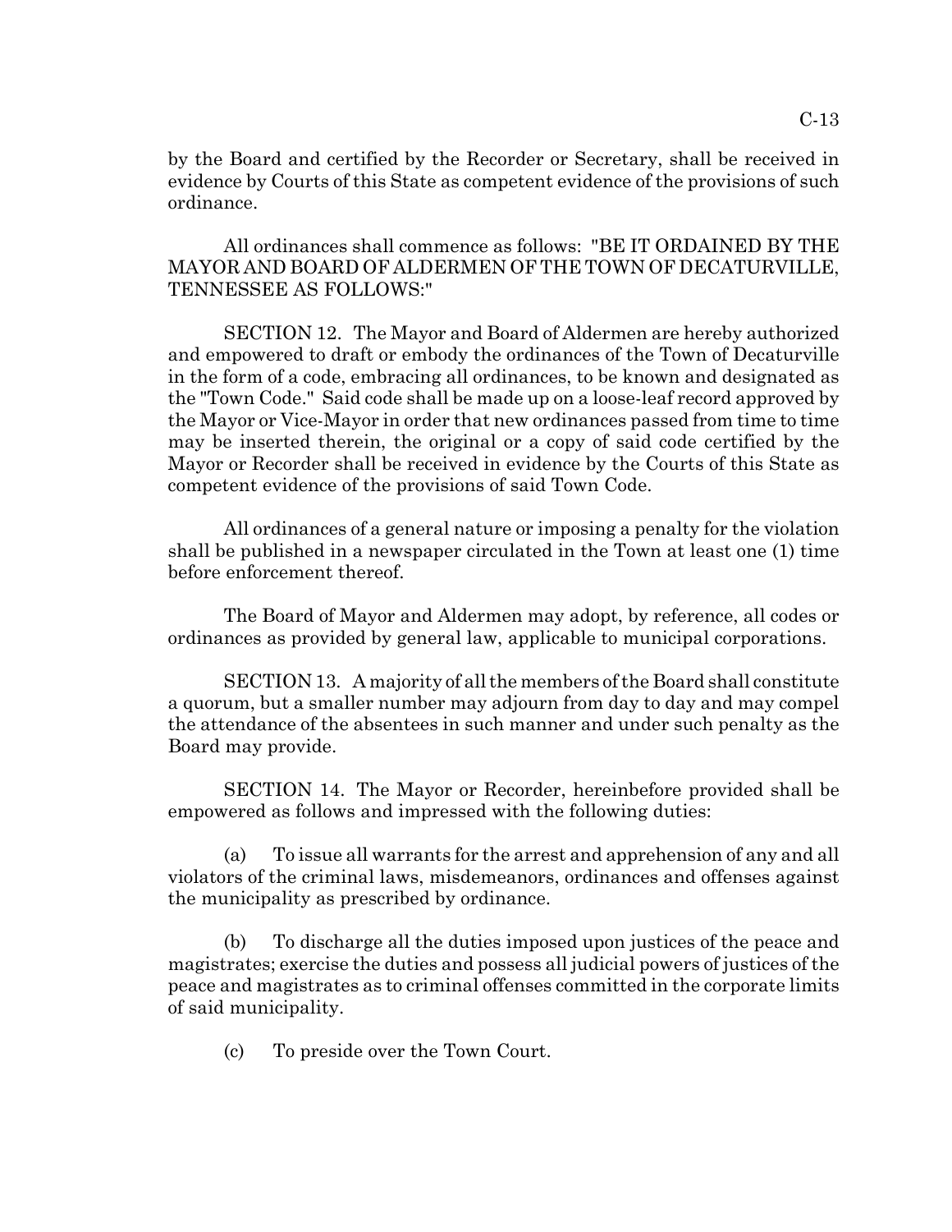by the Board and certified by the Recorder or Secretary, shall be received in evidence by Courts of this State as competent evidence of the provisions of such ordinance.

All ordinances shall commence as follows: "BE IT ORDAINED BY THE MAYOR AND BOARD OF ALDERMEN OF THE TOWN OF DECATURVILLE, TENNESSEE AS FOLLOWS:"

SECTION 12. The Mayor and Board of Aldermen are hereby authorized and empowered to draft or embody the ordinances of the Town of Decaturville in the form of a code, embracing all ordinances, to be known and designated as the "Town Code." Said code shall be made up on a loose-leaf record approved by the Mayor or Vice-Mayor in order that new ordinances passed from time to time may be inserted therein, the original or a copy of said code certified by the Mayor or Recorder shall be received in evidence by the Courts of this State as competent evidence of the provisions of said Town Code.

All ordinances of a general nature or imposing a penalty for the violation shall be published in a newspaper circulated in the Town at least one (1) time before enforcement thereof.

The Board of Mayor and Aldermen may adopt, by reference, all codes or ordinances as provided by general law, applicable to municipal corporations.

SECTION 13. A majority of all the members of the Board shall constitute a quorum, but a smaller number may adjourn from day to day and may compel the attendance of the absentees in such manner and under such penalty as the Board may provide.

SECTION 14. The Mayor or Recorder, hereinbefore provided shall be empowered as follows and impressed with the following duties:

(a) To issue all warrants for the arrest and apprehension of any and all violators of the criminal laws, misdemeanors, ordinances and offenses against the municipality as prescribed by ordinance.

(b) To discharge all the duties imposed upon justices of the peace and magistrates; exercise the duties and possess all judicial powers of justices of the peace and magistrates as to criminal offenses committed in the corporate limits of said municipality.

(c) To preside over the Town Court.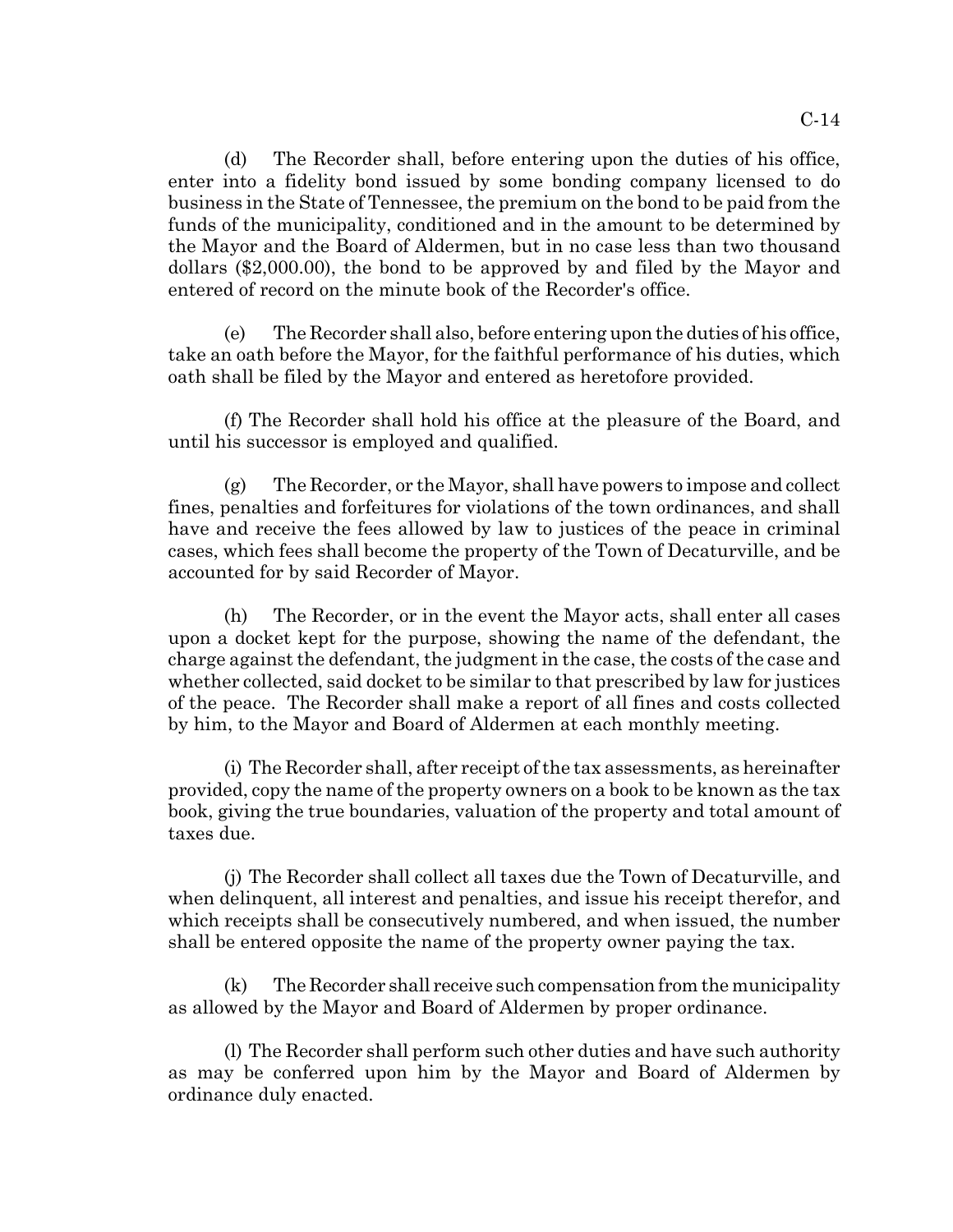(d) The Recorder shall, before entering upon the duties of his office, enter into a fidelity bond issued by some bonding company licensed to do business in the State of Tennessee, the premium on the bond to be paid from the funds of the municipality, conditioned and in the amount to be determined by the Mayor and the Board of Aldermen, but in no case less than two thousand dollars ($2,000.00), the bond to be approved by and filed by the Mayor and entered of record on the minute book of the Recorder's office.

(e) The Recorder shall also, before entering upon the duties of his office, take an oath before the Mayor, for the faithful performance of his duties, which oath shall be filed by the Mayor and entered as heretofore provided.

(f) The Recorder shall hold his office at the pleasure of the Board, and until his successor is employed and qualified.

(g) The Recorder, or the Mayor, shall have powers to impose and collect fines, penalties and forfeitures for violations of the town ordinances, and shall have and receive the fees allowed by law to justices of the peace in criminal cases, which fees shall become the property of the Town of Decaturville, and be accounted for by said Recorder of Mayor.

(h) The Recorder, or in the event the Mayor acts, shall enter all cases upon a docket kept for the purpose, showing the name of the defendant, the charge against the defendant, the judgment in the case, the costs of the case and whether collected, said docket to be similar to that prescribed by law for justices of the peace. The Recorder shall make a report of all fines and costs collected by him, to the Mayor and Board of Aldermen at each monthly meeting.

(i) The Recorder shall, after receipt of the tax assessments, as hereinafter provided, copy the name of the property owners on a book to be known as the tax book, giving the true boundaries, valuation of the property and total amount of taxes due.

(j) The Recorder shall collect all taxes due the Town of Decaturville, and when delinquent, all interest and penalties, and issue his receipt therefor, and which receipts shall be consecutively numbered, and when issued, the number shall be entered opposite the name of the property owner paying the tax.

(k) The Recorder shall receive such compensation from the municipality as allowed by the Mayor and Board of Aldermen by proper ordinance.

(l) The Recorder shall perform such other duties and have such authority as may be conferred upon him by the Mayor and Board of Aldermen by ordinance duly enacted.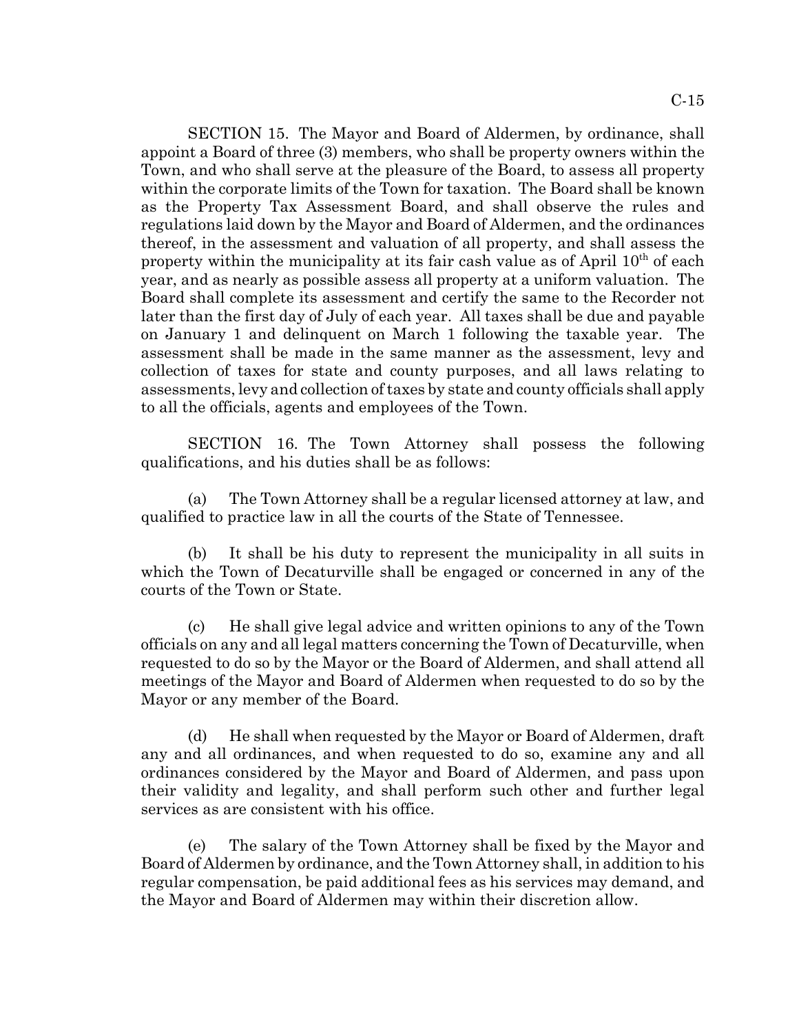SECTION 15. The Mayor and Board of Aldermen, by ordinance, shall appoint a Board of three (3) members, who shall be property owners within the Town, and who shall serve at the pleasure of the Board, to assess all property within the corporate limits of the Town for taxation. The Board shall be known as the Property Tax Assessment Board, and shall observe the rules and regulations laid down by the Mayor and Board of Aldermen, and the ordinances thereof, in the assessment and valuation of all property, and shall assess the property within the municipality at its fair cash value as of April 10th of each year, and as nearly as possible assess all property at a uniform valuation. The Board shall complete its assessment and certify the same to the Recorder not later than the first day of July of each year. All taxes shall be due and payable on January 1 and delinquent on March 1 following the taxable year. The assessment shall be made in the same manner as the assessment, levy and collection of taxes for state and county purposes, and all laws relating to assessments, levy and collection of taxes by state and county officials shall apply to all the officials, agents and employees of the Town.

SECTION 16. The Town Attorney shall possess the following qualifications, and his duties shall be as follows:

(a) The Town Attorney shall be a regular licensed attorney at law, and qualified to practice law in all the courts of the State of Tennessee.

(b) It shall be his duty to represent the municipality in all suits in which the Town of Decaturville shall be engaged or concerned in any of the courts of the Town or State.

(c) He shall give legal advice and written opinions to any of the Town officials on any and all legal matters concerning the Town of Decaturville, when requested to do so by the Mayor or the Board of Aldermen, and shall attend all meetings of the Mayor and Board of Aldermen when requested to do so by the Mayor or any member of the Board.

(d) He shall when requested by the Mayor or Board of Aldermen, draft any and all ordinances, and when requested to do so, examine any and all ordinances considered by the Mayor and Board of Aldermen, and pass upon their validity and legality, and shall perform such other and further legal services as are consistent with his office.

(e) The salary of the Town Attorney shall be fixed by the Mayor and Board of Aldermen by ordinance, and the Town Attorney shall, in addition to his regular compensation, be paid additional fees as his services may demand, and the Mayor and Board of Aldermen may within their discretion allow.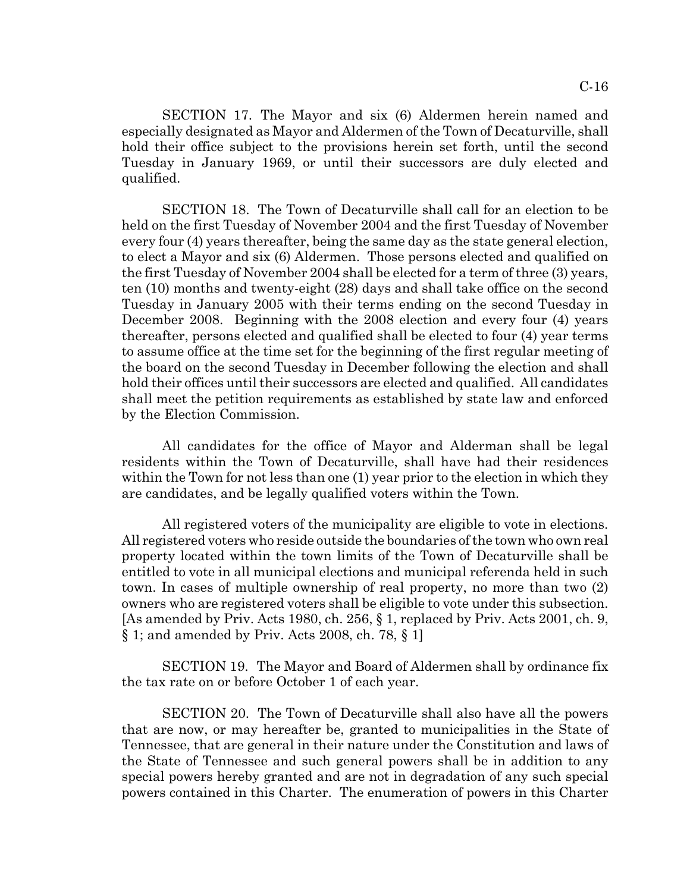SECTION 17. The Mayor and six (6) Aldermen herein named and especially designated as Mayor and Aldermen of the Town of Decaturville, shall hold their office subject to the provisions herein set forth, until the second Tuesday in January 1969, or until their successors are duly elected and qualified.

SECTION 18. The Town of Decaturville shall call for an election to be held on the first Tuesday of November 2004 and the first Tuesday of November every four (4) years thereafter, being the same day as the state general election, to elect a Mayor and six (6) Aldermen. Those persons elected and qualified on the first Tuesday of November 2004 shall be elected for a term of three (3) years, ten (10) months and twenty-eight (28) days and shall take office on the second Tuesday in January 2005 with their terms ending on the second Tuesday in December 2008. Beginning with the 2008 election and every four (4) years thereafter, persons elected and qualified shall be elected to four (4) year terms to assume office at the time set for the beginning of the first regular meeting of the board on the second Tuesday in December following the election and shall hold their offices until their successors are elected and qualified. All candidates shall meet the petition requirements as established by state law and enforced by the Election Commission.

All candidates for the office of Mayor and Alderman shall be legal residents within the Town of Decaturville, shall have had their residences within the Town for not less than one (1) year prior to the election in which they are candidates, and be legally qualified voters within the Town.

All registered voters of the municipality are eligible to vote in elections. All registered voters who reside outside the boundaries of the town who own real property located within the town limits of the Town of Decaturville shall be entitled to vote in all municipal elections and municipal referenda held in such town. In cases of multiple ownership of real property, no more than two (2) owners who are registered voters shall be eligible to vote under this subsection. [As amended by Priv. Acts 1980, ch. 256, § 1, replaced by Priv. Acts 2001, ch. 9, § 1; and amended by Priv. Acts 2008, ch. 78, § 1]

SECTION 19. The Mayor and Board of Aldermen shall by ordinance fix the tax rate on or before October 1 of each year.

SECTION 20. The Town of Decaturville shall also have all the powers that are now, or may hereafter be, granted to municipalities in the State of Tennessee, that are general in their nature under the Constitution and laws of the State of Tennessee and such general powers shall be in addition to any special powers hereby granted and are not in degradation of any such special powers contained in this Charter. The enumeration of powers in this Charter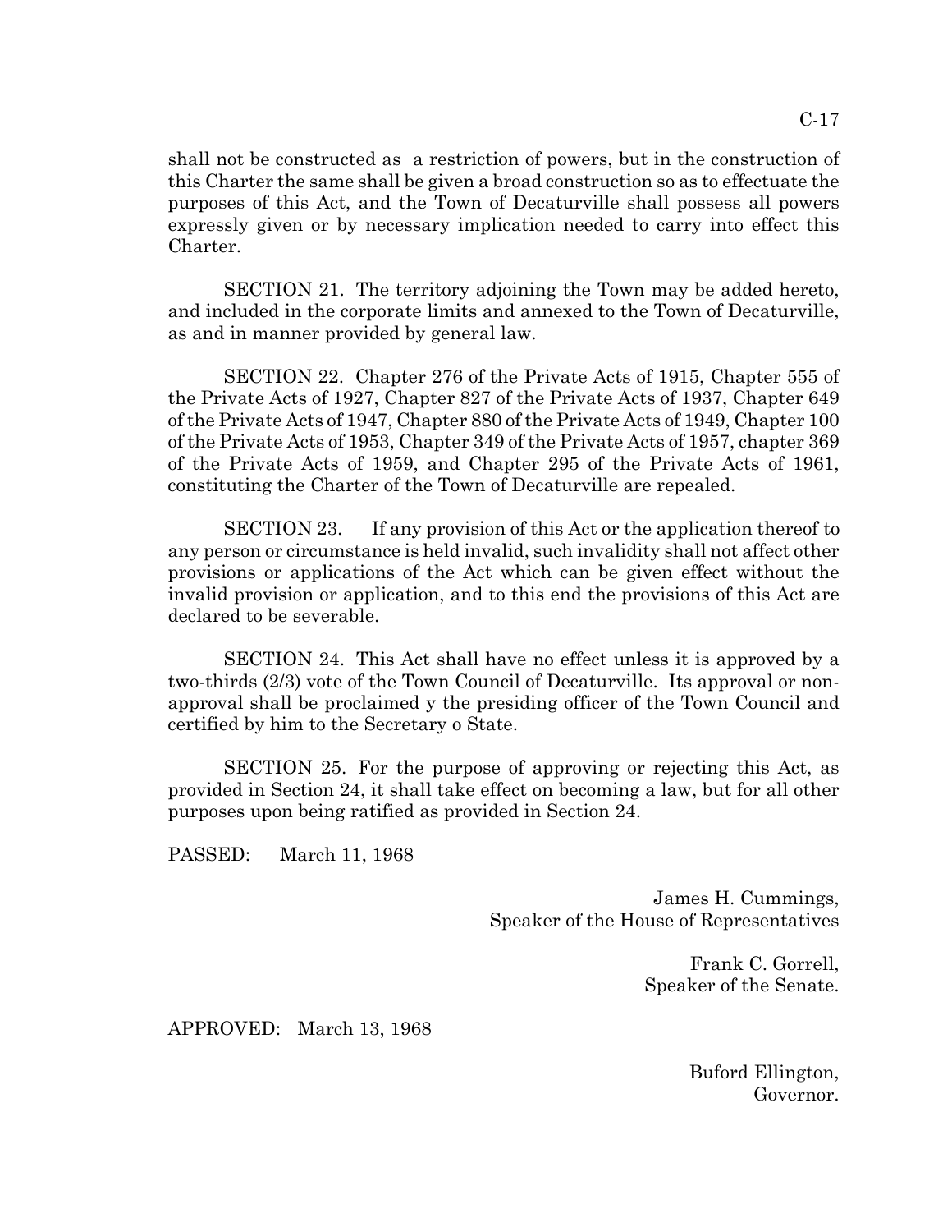shall not be constructed as a restriction of powers, but in the construction of this Charter the same shall be given a broad construction so as to effectuate the purposes of this Act, and the Town of Decaturville shall possess all powers expressly given or by necessary implication needed to carry into effect this Charter.

SECTION 21. The territory adjoining the Town may be added hereto, and included in the corporate limits and annexed to the Town of Decaturville, as and in manner provided by general law.

SECTION 22. Chapter 276 of the Private Acts of 1915, Chapter 555 of the Private Acts of 1927, Chapter 827 of the Private Acts of 1937, Chapter 649 of the Private Acts of 1947, Chapter 880 of the Private Acts of 1949, Chapter 100 of the Private Acts of 1953, Chapter 349 of the Private Acts of 1957, chapter 369 of the Private Acts of 1959, and Chapter 295 of the Private Acts of 1961, constituting the Charter of the Town of Decaturville are repealed.

SECTION 23. If any provision of this Act or the application thereof to any person or circumstance is held invalid, such invalidity shall not affect other provisions or applications of the Act which can be given effect without the invalid provision or application, and to this end the provisions of this Act are declared to be severable.

SECTION 24. This Act shall have no effect unless it is approved by a two-thirds (2/3) vote of the Town Council of Decaturville. Its approval or non-approval shall be proclaimed y the presiding officer of the Town Council and certified by him to the Secretary o State.

SECTION 25. For the purpose of approving or rejecting this Act, as provided in Section 24, it shall take effect on becoming a law, but for all other purposes upon being ratified as provided in Section 24.

PASSED: March 11, 1968

James H. Cummings,
Speaker of the House of Representatives

Frank C. Gorrell,
Speaker of the Senate.

APPROVED: March 13, 1968

Buford Ellington,
Governor.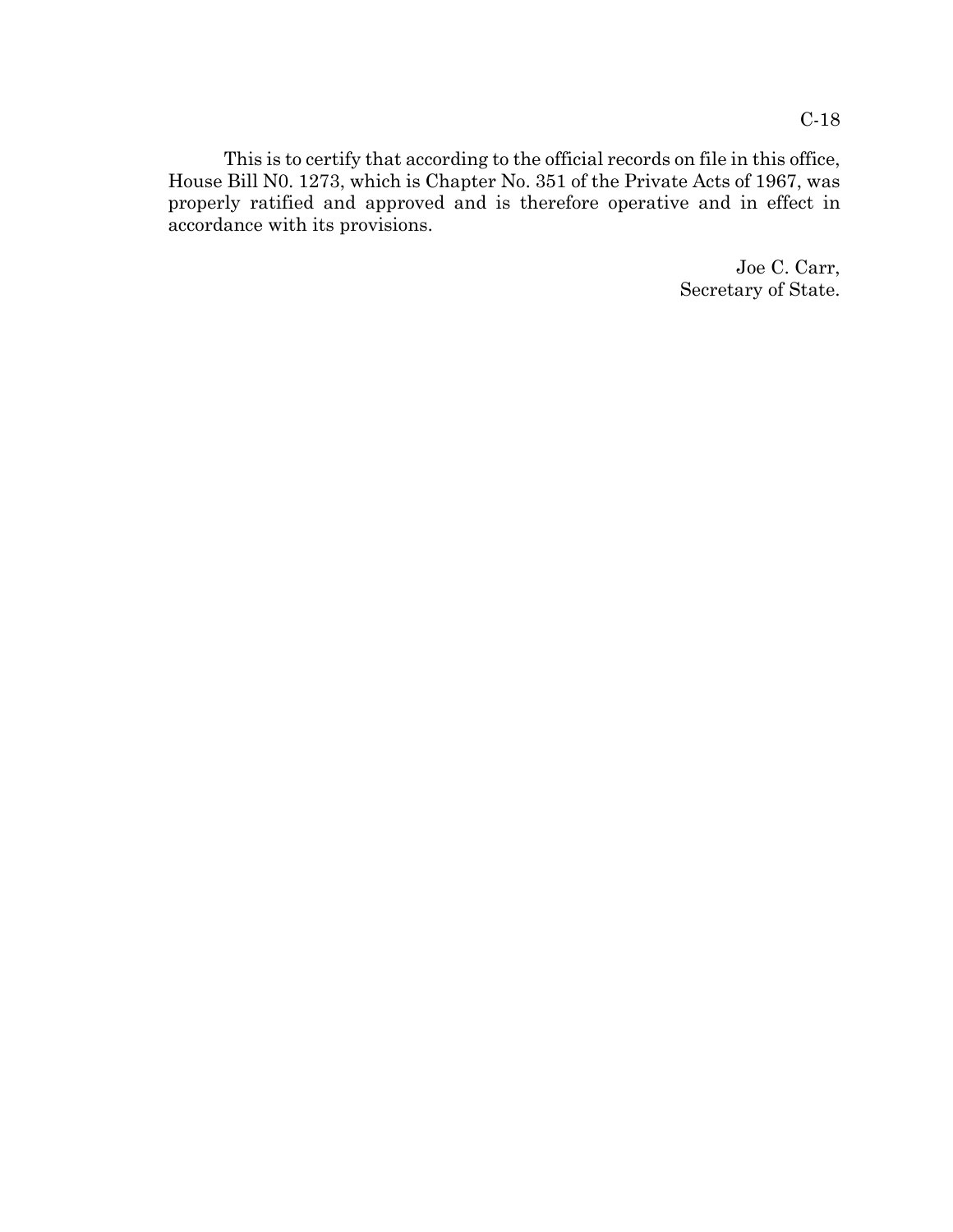This is to certify that according to the official records on file in this office, House Bill N0. 1273, which is Chapter No. 351 of the Private Acts of 1967, was properly ratified and approved and is therefore operative and in effect in accordance with its provisions.

Joe C. Carr,
Secretary of State.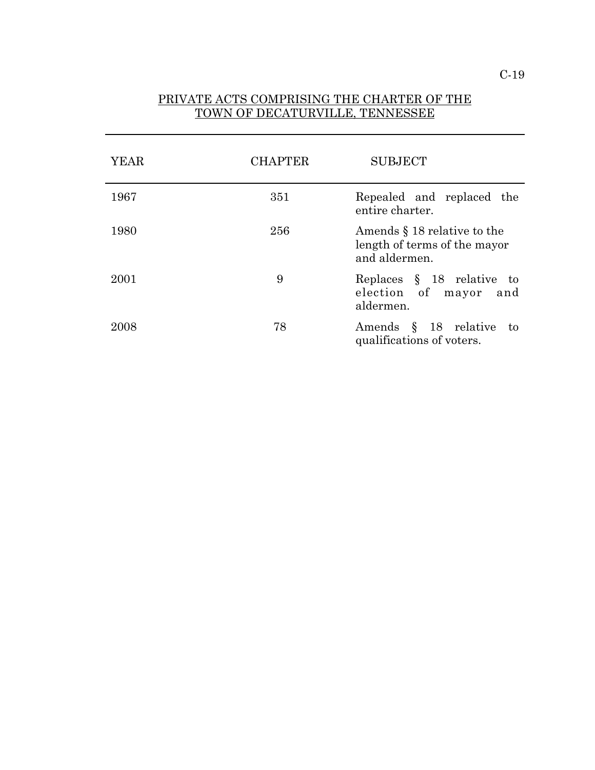# PRIVATE ACTS COMPRISING THE CHARTER OF THE TOWN OF DECATURVILLE, TENNESSEE

| YEAR | CHAPTER | SUBJECT |
| --- | --- | --- |
| 1967 | 351 | Repealed and replaced the entire charter. |
| 1980 | 256 | Amends § 18 relative to the length of terms of the mayor and aldermen. |
| 2001 | 9 | Replaces § 18 relative to election of mayor and aldermen. |
| 2008 | 78 | Amends § 18 relative to qualifications of voters. |